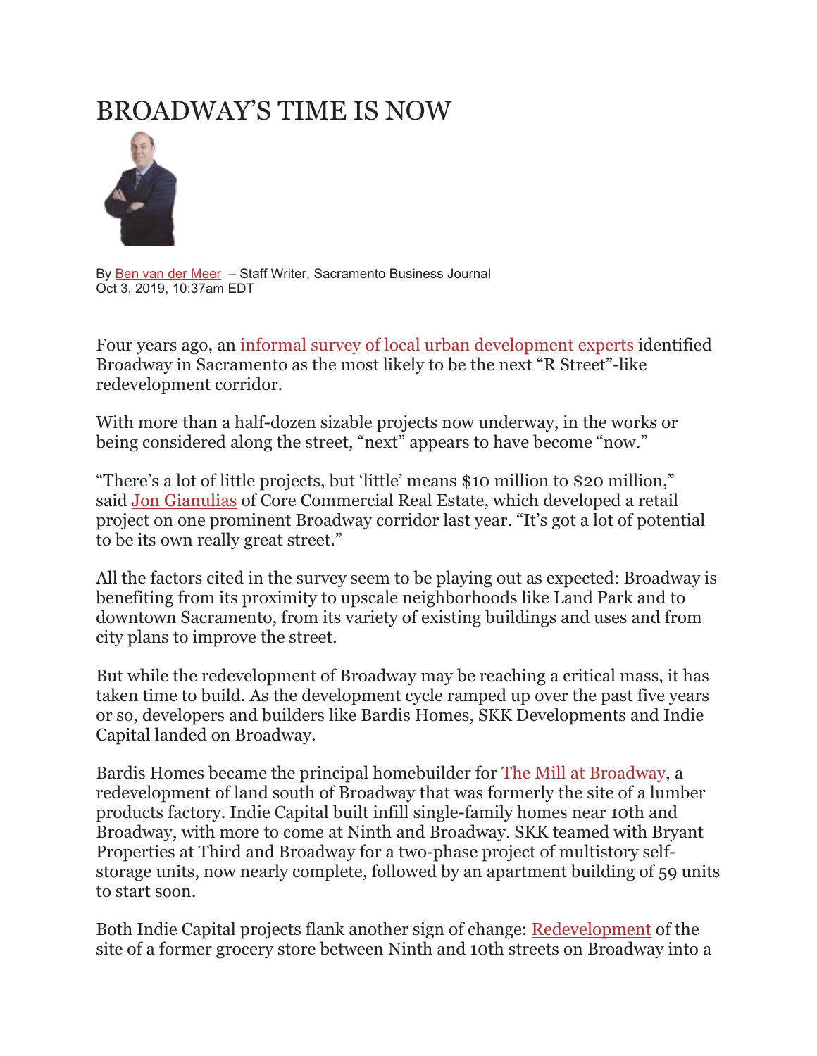# BROADWAY'S TIME IS NOW

By Ben van der Meer – Staff Writer, Sacramento Business Journal
Oct 3, 2019, 10:37am EDT

Four years ago, an informal survey of local urban development experts identified Broadway in Sacramento as the most likely to be the next "R Street"-like redevelopment corridor.

With more than a half-dozen sizable projects now underway, in the works or being considered along the street, "next" appears to have become "now."

"There's a lot of little projects, but 'little' means $10 million to $20 million," said Jon Gianulias of Core Commercial Real Estate, which developed a retail project on one prominent Broadway corridor last year. "It's got a lot of potential to be its own really great street."

All the factors cited in the survey seem to be playing out as expected: Broadway is benefiting from its proximity to upscale neighborhoods like Land Park and to downtown Sacramento, from its variety of existing buildings and uses and from city plans to improve the street.

But while the redevelopment of Broadway may be reaching a critical mass, it has taken time to build. As the development cycle ramped up over the past five years or so, developers and builders like Bardis Homes, SKK Developments and Indie Capital landed on Broadway.

Bardis Homes became the principal homebuilder for The Mill at Broadway, a redevelopment of land south of Broadway that was formerly the site of a lumber products factory. Indie Capital built infill single-family homes near 10th and Broadway, with more to come at Ninth and Broadway. SKK teamed with Bryant Properties at Third and Broadway for a two-phase project of multistory self-storage units, now nearly complete, followed by an apartment building of 59 units to start soon.

Both Indie Capital projects flank another sign of change: Redevelopment of the site of a former grocery store between Ninth and 10th streets on Broadway into a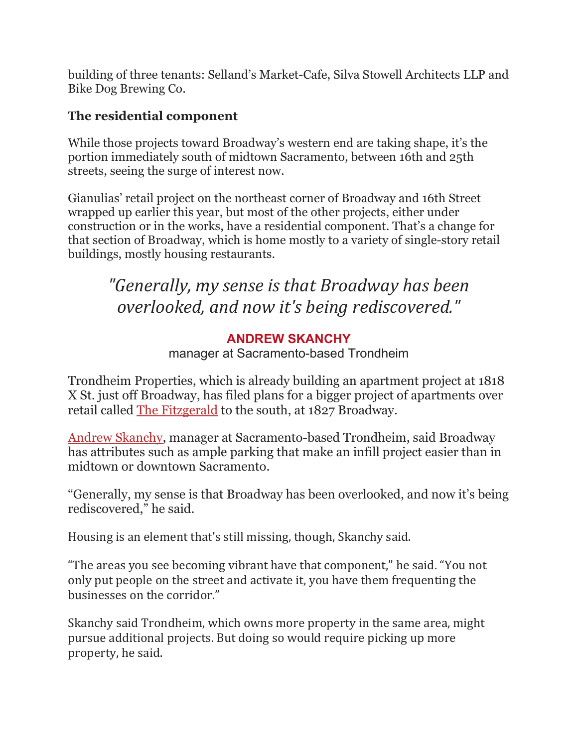building of three tenants: Selland's Market-Cafe, Silva Stowell Architects LLP and Bike Dog Brewing Co.

### The residential component

While those projects toward Broadway's western end are taking shape, it's the portion immediately south of midtown Sacramento, between 16th and 25th streets, seeing the surge of interest now.

Gianulias' retail project on the northeast corner of Broadway and 16th Street wrapped up earlier this year, but most of the other projects, either under construction or in the works, have a residential component. That's a change for that section of Broadway, which is home mostly to a variety of single-story retail buildings, mostly housing restaurants.

> *"Generally, my sense is that Broadway has been overlooked, and now it's being rediscovered."*
>
> **ANDREW SKANCHY**
> manager at Sacramento-based Trondheim

Trondheim Properties, which is already building an apartment project at 1818 X St. just off Broadway, has filed plans for a bigger project of apartments over retail called The Fitzgerald to the south, at 1827 Broadway.

Andrew Skanchy, manager at Sacramento-based Trondheim, said Broadway has attributes such as ample parking that make an infill project easier than in midtown or downtown Sacramento.

"Generally, my sense is that Broadway has been overlooked, and now it's being rediscovered," he said.

Housing is an element that's still missing, though, Skanchy said.

"The areas you see becoming vibrant have that component," he said. "You not only put people on the street and activate it, you have them frequenting the businesses on the corridor."

Skanchy said Trondheim, which owns more property in the same area, might pursue additional projects. But doing so would require picking up more property, he said.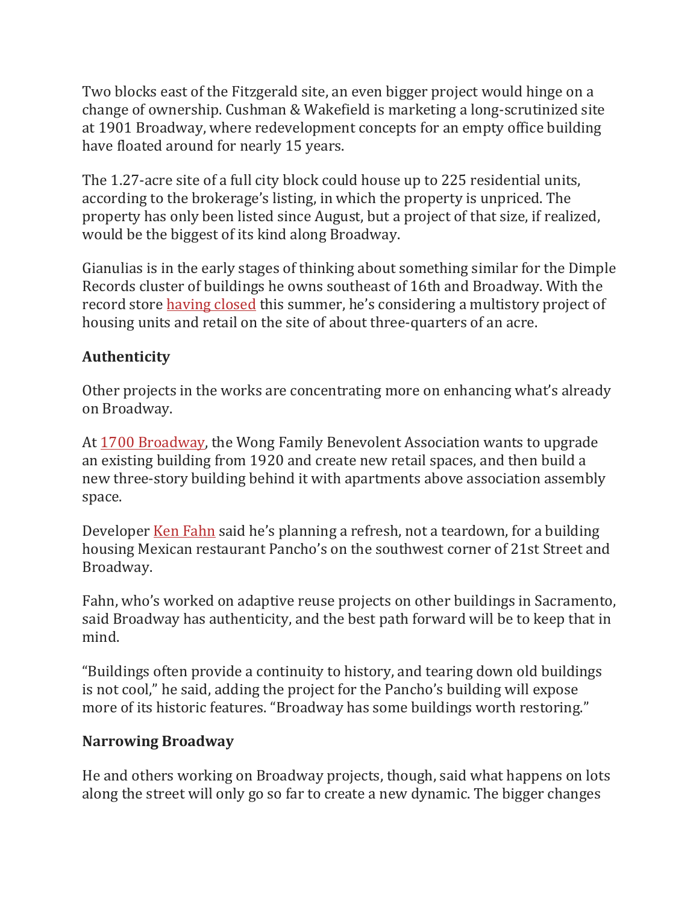Two blocks east of the Fitzgerald site, an even bigger project would hinge on a change of ownership. Cushman & Wakefield is marketing a long-scrutinized site at 1901 Broadway, where redevelopment concepts for an empty office building have floated around for nearly 15 years.

The 1.27-acre site of a full city block could house up to 225 residential units, according to the brokerage's listing, in which the property is unpriced. The property has only been listed since August, but a project of that size, if realized, would be the biggest of its kind along Broadway.

Gianulias is in the early stages of thinking about something similar for the Dimple Records cluster of buildings he owns southeast of 16th and Broadway. With the record store having closed this summer, he's considering a multistory project of housing units and retail on the site of about three-quarters of an acre.

**Authenticity**

Other projects in the works are concentrating more on enhancing what's already on Broadway.

At 1700 Broadway, the Wong Family Benevolent Association wants to upgrade an existing building from 1920 and create new retail spaces, and then build a new three-story building behind it with apartments above association assembly space.

Developer Ken Fahn said he's planning a refresh, not a teardown, for a building housing Mexican restaurant Pancho's on the southwest corner of 21st Street and Broadway.

Fahn, who's worked on adaptive reuse projects on other buildings in Sacramento, said Broadway has authenticity, and the best path forward will be to keep that in mind.

"Buildings often provide a continuity to history, and tearing down old buildings is not cool," he said, adding the project for the Pancho's building will expose more of its historic features. "Broadway has some buildings worth restoring."

**Narrowing Broadway**

He and others working on Broadway projects, though, said what happens on lots along the street will only go so far to create a new dynamic. The bigger changes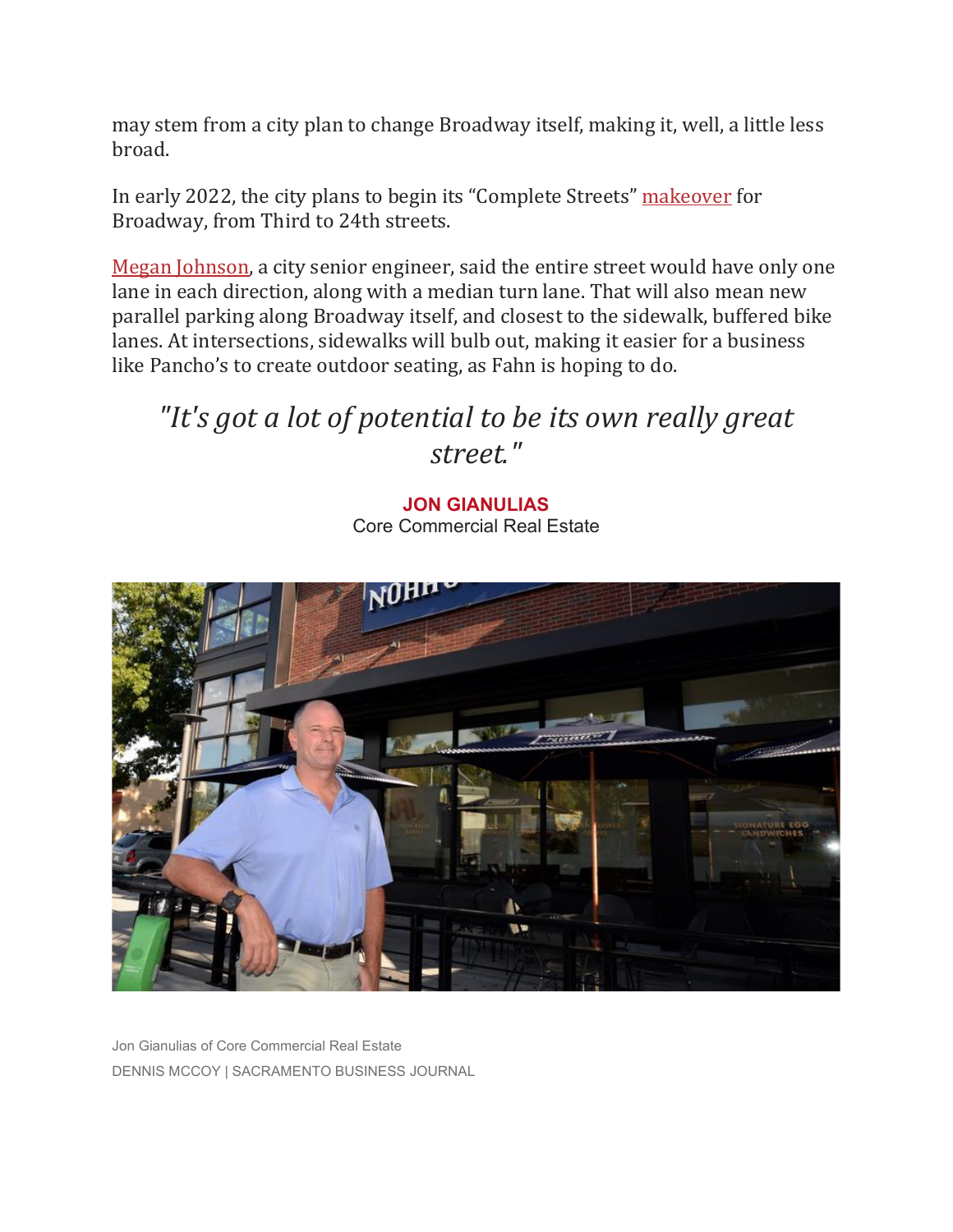may stem from a city plan to change Broadway itself, making it, well, a little less broad.

In early 2022, the city plans to begin its "Complete Streets" makeover for Broadway, from Third to 24th streets.

Megan Johnson, a city senior engineer, said the entire street would have only one lane in each direction, along with a median turn lane. That will also mean new parallel parking along Broadway itself, and closest to the sidewalk, buffered bike lanes. At intersections, sidewalks will bulb out, making it easier for a business like Pancho's to create outdoor seating, as Fahn is hoping to do.

> *"It's got a lot of potential to be its own really great street."*
>
> **JON GIANULIAS**
> Core Commercial Real Estate

Jon Gianulias of Core Commercial Real Estate

DENNIS MCCOY | SACRAMENTO BUSINESS JOURNAL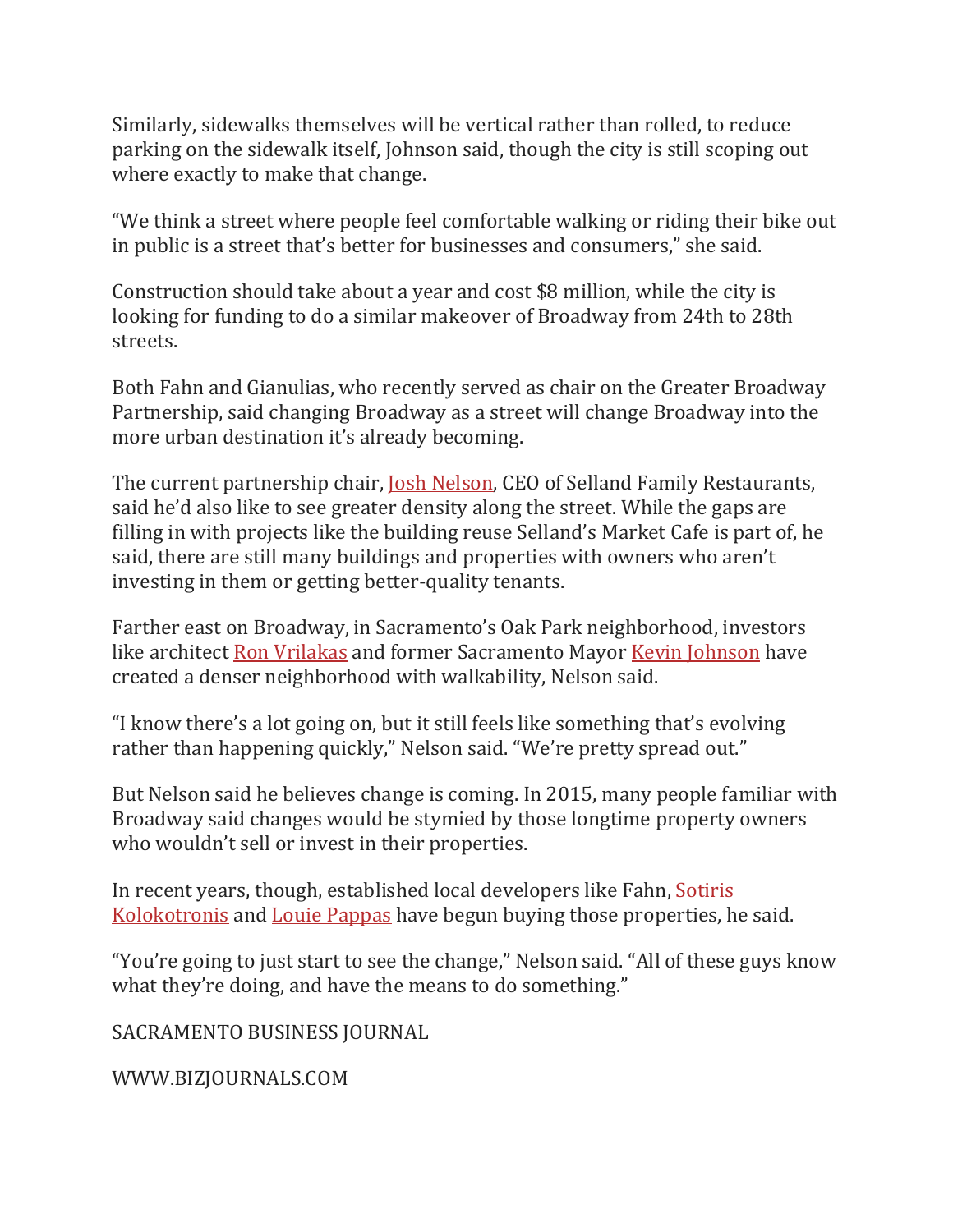Similarly, sidewalks themselves will be vertical rather than rolled, to reduce parking on the sidewalk itself, Johnson said, though the city is still scoping out where exactly to make that change.

“We think a street where people feel comfortable walking or riding their bike out in public is a street that’s better for businesses and consumers,” she said.

Construction should take about a year and cost $8 million, while the city is looking for funding to do a similar makeover of Broadway from 24th to 28th streets.

Both Fahn and Gianulias, who recently served as chair on the Greater Broadway Partnership, said changing Broadway as a street will change Broadway into the more urban destination it’s already becoming.

The current partnership chair, Josh Nelson, CEO of Selland Family Restaurants, said he’d also like to see greater density along the street. While the gaps are filling in with projects like the building reuse Selland’s Market Cafe is part of, he said, there are still many buildings and properties with owners who aren’t investing in them or getting better-quality tenants.

Farther east on Broadway, in Sacramento’s Oak Park neighborhood, investors like architect Ron Vrilakas and former Sacramento Mayor Kevin Johnson have created a denser neighborhood with walkability, Nelson said.

“I know there’s a lot going on, but it still feels like something that’s evolving rather than happening quickly,” Nelson said. “We’re pretty spread out.”

But Nelson said he believes change is coming. In 2015, many people familiar with Broadway said changes would be stymied by those longtime property owners who wouldn’t sell or invest in their properties.

In recent years, though, established local developers like Fahn, Sotiris Kolokotronis and Louie Pappas have begun buying those properties, he said.

“You’re going to just start to see the change,” Nelson said. “All of these guys know what they’re doing, and have the means to do something.”

SACRAMENTO BUSINESS JOURNAL

WWW.BIZJOURNALS.COM